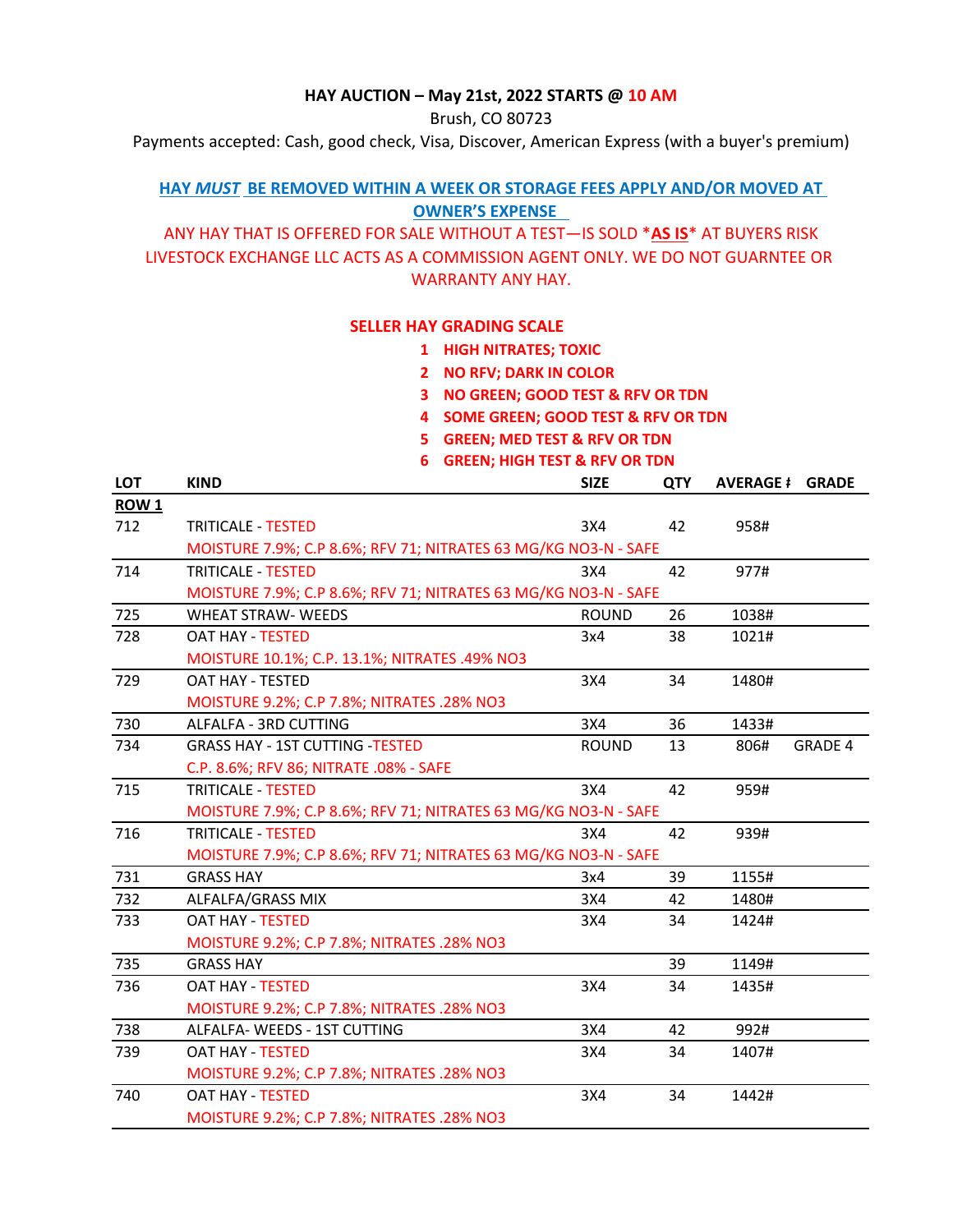**HAY AUCTION – May 21st, 2022 STARTS @ 10 AM**

Brush, CO 80723

Payments accepted: Cash, good check, Visa, Discover, American Express (with a buyer's premium)

**HAY *MUST* BE REMOVED WITHIN A WEEK OR STORAGE FEES APPLY AND/OR MOVED AT OWNER'S EXPENSE**

ANY HAY THAT IS OFFERED FOR SALE WITHOUT A TEST—IS SOLD ***AS IS*** AT BUYERS RISK
LIVESTOCK EXCHANGE LLC ACTS AS A COMMISSION AGENT ONLY. WE DO NOT GUARNTEE OR WARRANTY ANY HAY.

**SELLER HAY GRADING SCALE**

1. **HIGH NITRATES; TOXIC**
2. **NO RFV; DARK IN COLOR**
3. **NO GREEN; GOOD TEST & RFV OR TDN**
4. **SOME GREEN; GOOD TEST & RFV OR TDN**
5. **GREEN; MED TEST & RFV OR TDN**
6. **GREEN; HIGH TEST & RFV OR TDN**

| LOT | KIND | SIZE | QTY | AVERAGE # | GRADE |
|---|---|---|---|---|---|
| **ROW 1** | | | | | |
| 712 | TRITICALE - TESTED | 3X4 | 42 | 958# | |
| | MOISTURE 7.9%; C.P 8.6%; RFV 71; NITRATES 63 MG/KG NO3-N - SAFE | | | | |
| 714 | TRITICALE - TESTED | 3X4 | 42 | 977# | |
| | MOISTURE 7.9%; C.P 8.6%; RFV 71; NITRATES 63 MG/KG NO3-N - SAFE | | | | |
| 725 | WHEAT STRAW- WEEDS | ROUND | 26 | 1038# | |
| 728 | OAT HAY - TESTED | 3x4 | 38 | 1021# | |
| | MOISTURE 10.1%; C.P. 13.1%; NITRATES .49% NO3 | | | | |
| 729 | OAT HAY - TESTED | 3X4 | 34 | 1480# | |
| | MOISTURE 9.2%; C.P 7.8%; NITRATES .28% NO3 | | | | |
| 730 | ALFALFA - 3RD CUTTING | 3X4 | 36 | 1433# | |
| 734 | GRASS HAY - 1ST CUTTING -TESTED | ROUND | 13 | 806# | GRADE 4 |
| | C.P. 8.6%; RFV 86; NITRATE .08% - SAFE | | | | |
| 715 | TRITICALE - TESTED | 3X4 | 42 | 959# | |
| | MOISTURE 7.9%; C.P 8.6%; RFV 71; NITRATES 63 MG/KG NO3-N - SAFE | | | | |
| 716 | TRITICALE - TESTED | 3X4 | 42 | 939# | |
| | MOISTURE 7.9%; C.P 8.6%; RFV 71; NITRATES 63 MG/KG NO3-N - SAFE | | | | |
| 731 | GRASS HAY | 3x4 | 39 | 1155# | |
| 732 | ALFALFA/GRASS MIX | 3X4 | 42 | 1480# | |
| 733 | OAT HAY - TESTED | 3X4 | 34 | 1424# | |
| | MOISTURE 9.2%; C.P 7.8%; NITRATES .28% NO3 | | | | |
| 735 | GRASS HAY | | 39 | 1149# | |
| 736 | OAT HAY - TESTED | 3X4 | 34 | 1435# | |
| | MOISTURE 9.2%; C.P 7.8%; NITRATES .28% NO3 | | | | |
| 738 | ALFALFA- WEEDS - 1ST CUTTING | 3X4 | 42 | 992# | |
| 739 | OAT HAY - TESTED | 3X4 | 34 | 1407# | |
| | MOISTURE 9.2%; C.P 7.8%; NITRATES .28% NO3 | | | | |
| 740 | OAT HAY - TESTED | 3X4 | 34 | 1442# | |
| | MOISTURE 9.2%; C.P 7.8%; NITRATES .28% NO3 | | | | |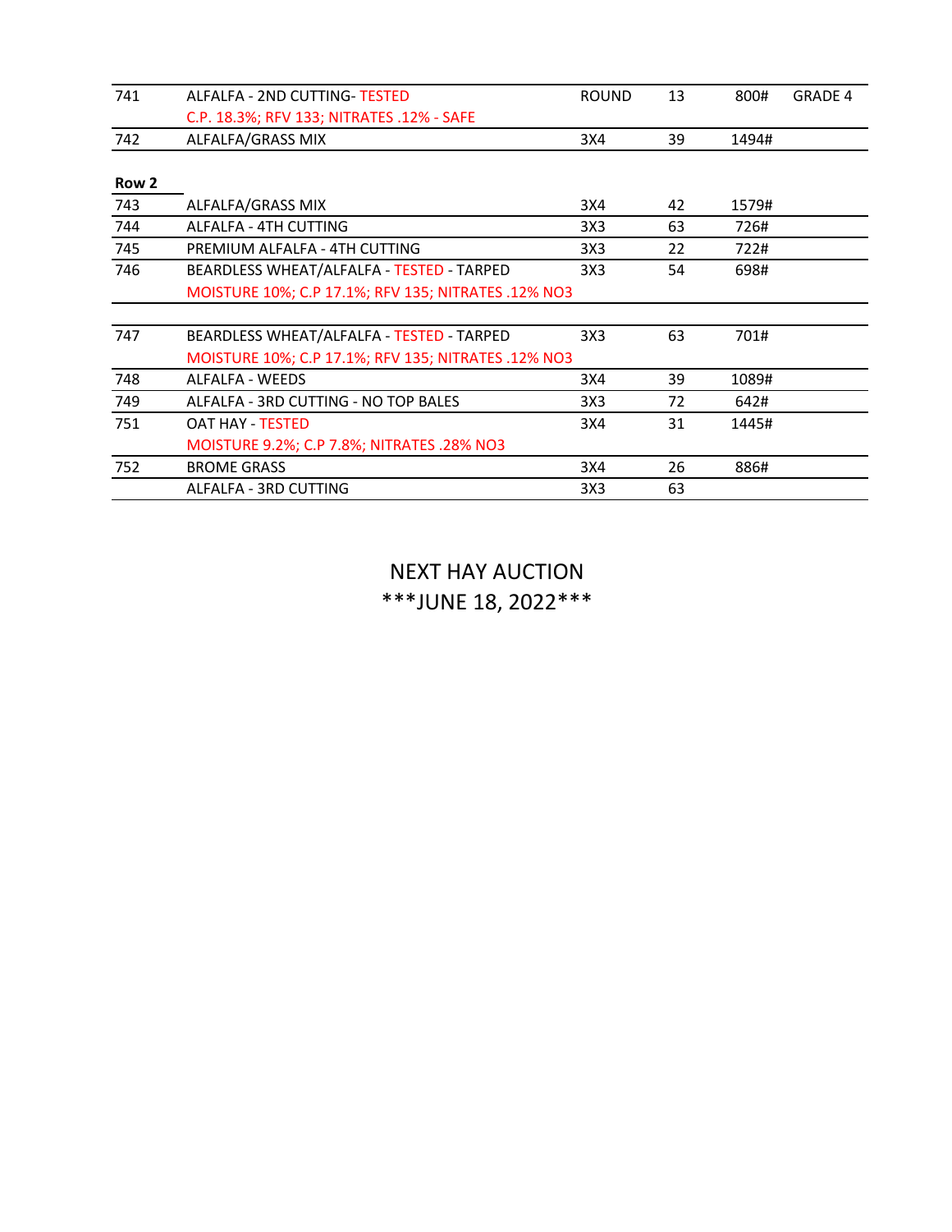| | | | | | |
|---|---|---|---|---|---|
| 741 | ALFALFA - 2ND CUTTING- TESTED<br>C.P. 18.3%; RFV 133; NITRATES .12% - SAFE | ROUND | 13 | 800# | GRADE 4 |
| 742 | ALFALFA/GRASS MIX | 3X4 | 39 | 1494# | |
| **Row 2** | | | | | |
| 743 | ALFALFA/GRASS MIX | 3X4 | 42 | 1579# | |
| 744 | ALFALFA - 4TH CUTTING | 3X3 | 63 | 726# | |
| 745 | PREMIUM ALFALFA - 4TH CUTTING | 3X3 | 22 | 722# | |
| 746 | BEARDLESS WHEAT/ALFALFA - TESTED - TARPED<br>MOISTURE 10%; C.P 17.1%; RFV 135; NITRATES .12% NO3 | 3X3 | 54 | 698# | |
| | | | | | |
| 747 | BEARDLESS WHEAT/ALFALFA - TESTED - TARPED<br>MOISTURE 10%; C.P 17.1%; RFV 135; NITRATES .12% NO3 | 3X3 | 63 | 701# | |
| 748 | ALFALFA - WEEDS | 3X4 | 39 | 1089# | |
| 749 | ALFALFA - 3RD CUTTING - NO TOP BALES | 3X3 | 72 | 642# | |
| 751 | OAT HAY - TESTED<br>MOISTURE 9.2%; C.P 7.8%; NITRATES .28% NO3 | 3X4 | 31 | 1445# | |
| 752 | BROME GRASS | 3X4 | 26 | 886# | |
| | ALFALFA - 3RD CUTTING | 3X3 | 63 | | |

NEXT HAY AUCTION

***JUNE 18, 2022***